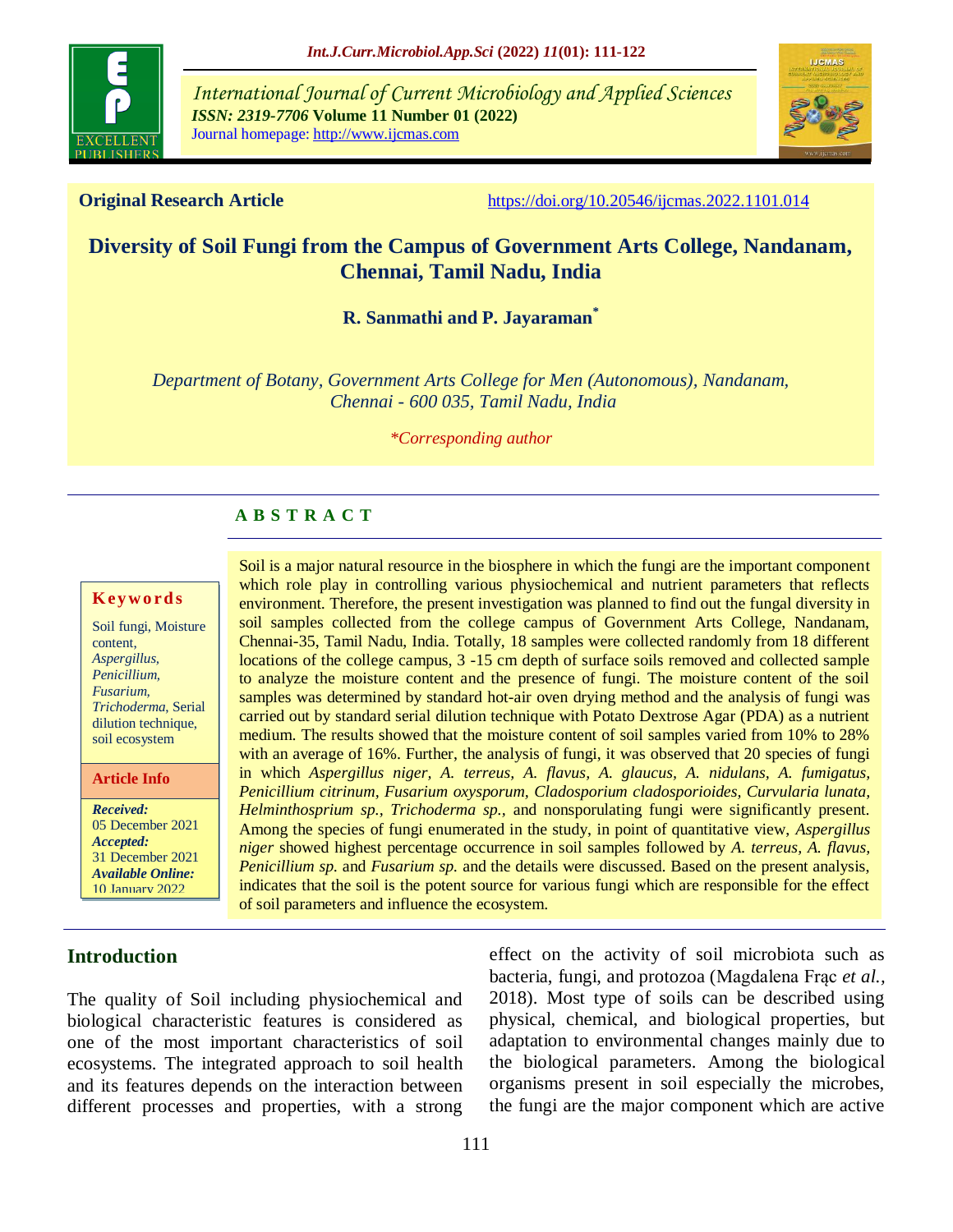# Diversity of Soil Fungi from the Campus of Government Arts College, Nandanam, Chennai, Tamil Nadu, India

**R. Sanmathi and P. Jayaraman***

*Department of Botany, Government Arts College for Men (Autonomous), Nandanam, Chennai - 600 035, Tamil Nadu, India*

*\*Corresponding author*

**Original Research Article** https://doi.org/10.20546/ijcmas.2022.1101.014

## ABSTRACT

**Keywords**

Soil fungi, Moisture content, *Aspergillus*, *Penicillium*, *Fusarium*, *Trichoderma*, Serial dilution technique, soil ecosystem

**Article Info**

***Received:*** 05 December 2021
***Accepted:*** 31 December 2021
***Available Online:*** 10 January 2022

Soil is a major natural resource in the biosphere in which the fungi are the important component which role play in controlling various physiochemical and nutrient parameters that reflects environment. Therefore, the present investigation was planned to find out the fungal diversity in soil samples collected from the college campus of Government Arts College, Nandanam, Chennai-35, Tamil Nadu, India. Totally, 18 samples were collected randomly from 18 different locations of the college campus, 3 -15 cm depth of surface soils removed and collected sample to analyze the moisture content and the presence of fungi. The moisture content of the soil samples was determined by standard hot-air oven drying method and the analysis of fungi was carried out by standard serial dilution technique with Potato Dextrose Agar (PDA) as a nutrient medium. The results showed that the moisture content of soil samples varied from 10% to 28% with an average of 16%. Further, the analysis of fungi, it was observed that 20 species of fungi in which *Aspergillus niger, A. terreus, A. flavus, A. glaucus, A. nidulans, A. fumigatus, Penicillium citrinum, Fusarium oxysporum, Cladosporium cladosporioides, Curvularia lunata, Helminthosprium sp., Trichoderma sp.,* and nonsporulating fungi were significantly present. Among the species of fungi enumerated in the study, in point of quantitative view, *Aspergillus niger* showed highest percentage occurrence in soil samples followed by *A. terreus, A. flavus, Penicillium sp.* and *Fusarium sp.* and the details were discussed. Based on the present analysis, indicates that the soil is the potent source for various fungi which are responsible for the effect of soil parameters and influence the ecosystem.

## Introduction

The quality of Soil including physiochemical and biological characteristic features is considered as one of the most important characteristics of soil ecosystems. The integrated approach to soil health and its features depends on the interaction between different processes and properties, with a strong effect on the activity of soil microbiota such as bacteria, fungi, and protozoa (Magdalena Frąc *et al.,* 2018). Most type of soils can be described using physical, chemical, and biological properties, but adaptation to environmental changes mainly due to the biological parameters. Among the biological organisms present in soil especially the microbes, the fungi are the major component which are active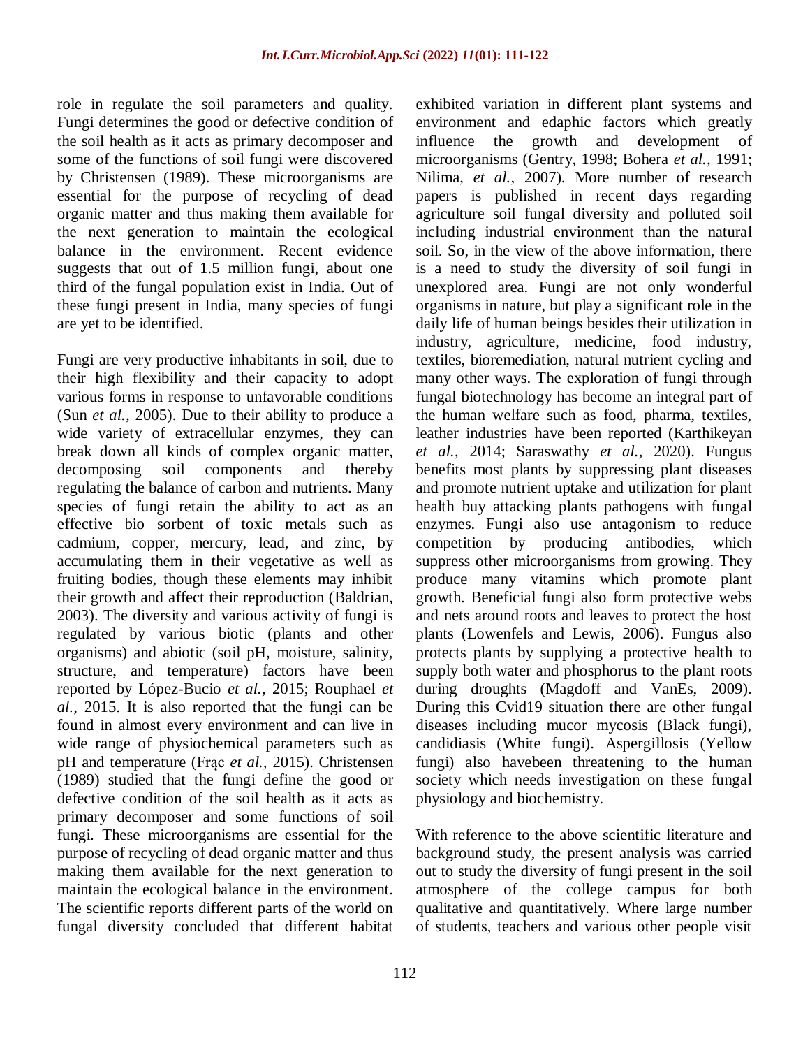role in regulate the soil parameters and quality. Fungi determines the good or defective condition of the soil health as it acts as primary decomposer and some of the functions of soil fungi were discovered by Christensen (1989). These microorganisms are essential for the purpose of recycling of dead organic matter and thus making them available for the next generation to maintain the ecological balance in the environment. Recent evidence suggests that out of 1.5 million fungi, about one third of the fungal population exist in India. Out of these fungi present in India, many species of fungi are yet to be identified.

Fungi are very productive inhabitants in soil, due to their high flexibility and their capacity to adopt various forms in response to unfavorable conditions (Sun *et al.,* 2005). Due to their ability to produce a wide variety of extracellular enzymes, they can break down all kinds of complex organic matter, decomposing soil components and thereby regulating the balance of carbon and nutrients. Many species of fungi retain the ability to act as an effective bio sorbent of toxic metals such as cadmium, copper, mercury, lead, and zinc, by accumulating them in their vegetative as well as fruiting bodies, though these elements may inhibit their growth and affect their reproduction (Baldrian, 2003). The diversity and various activity of fungi is regulated by various biotic (plants and other organisms) and abiotic (soil pH, moisture, salinity, structure, and temperature) factors have been reported by López-Bucio *et al.,* 2015; Rouphael *et al.,* 2015. It is also reported that the fungi can be found in almost every environment and can live in wide range of physiochemical parameters such as pH and temperature (Frąc *et al.,* 2015). Christensen (1989) studied that the fungi define the good or defective condition of the soil health as it acts as primary decomposer and some functions of soil fungi. These microorganisms are essential for the purpose of recycling of dead organic matter and thus making them available for the next generation to maintain the ecological balance in the environment. The scientific reports different parts of the world on fungal diversity concluded that different habitat exhibited variation in different plant systems and environment and edaphic factors which greatly influence the growth and development of microorganisms (Gentry, 1998; Bohera *et al.,* 1991; Nilima, *et al.,* 2007). More number of research papers is published in recent days regarding agriculture soil fungal diversity and polluted soil including industrial environment than the natural soil. So, in the view of the above information, there is a need to study the diversity of soil fungi in unexplored area. Fungi are not only wonderful organisms in nature, but play a significant role in the daily life of human beings besides their utilization in industry, agriculture, medicine, food industry, textiles, bioremediation, natural nutrient cycling and many other ways. The exploration of fungi through fungal biotechnology has become an integral part of the human welfare such as food, pharma, textiles, leather industries have been reported (Karthikeyan *et al.,* 2014; Saraswathy *et al.,* 2020). Fungus benefits most plants by suppressing plant diseases and promote nutrient uptake and utilization for plant health buy attacking plants pathogens with fungal enzymes. Fungi also use antagonism to reduce competition by producing antibodies, which suppress other microorganisms from growing. They produce many vitamins which promote plant growth. Beneficial fungi also form protective webs and nets around roots and leaves to protect the host plants (Lowenfels and Lewis, 2006). Fungus also protects plants by supplying a protective health to supply both water and phosphorus to the plant roots during droughts (Magdoff and VanEs, 2009). During this Cvid19 situation there are other fungal diseases including mucor mycosis (Black fungi), candidiasis (White fungi). Aspergillosis (Yellow fungi) also havebeen threatening to the human society which needs investigation on these fungal physiology and biochemistry.

With reference to the above scientific literature and background study, the present analysis was carried out to study the diversity of fungi present in the soil atmosphere of the college campus for both qualitative and quantitatively. Where large number of students, teachers and various other people visit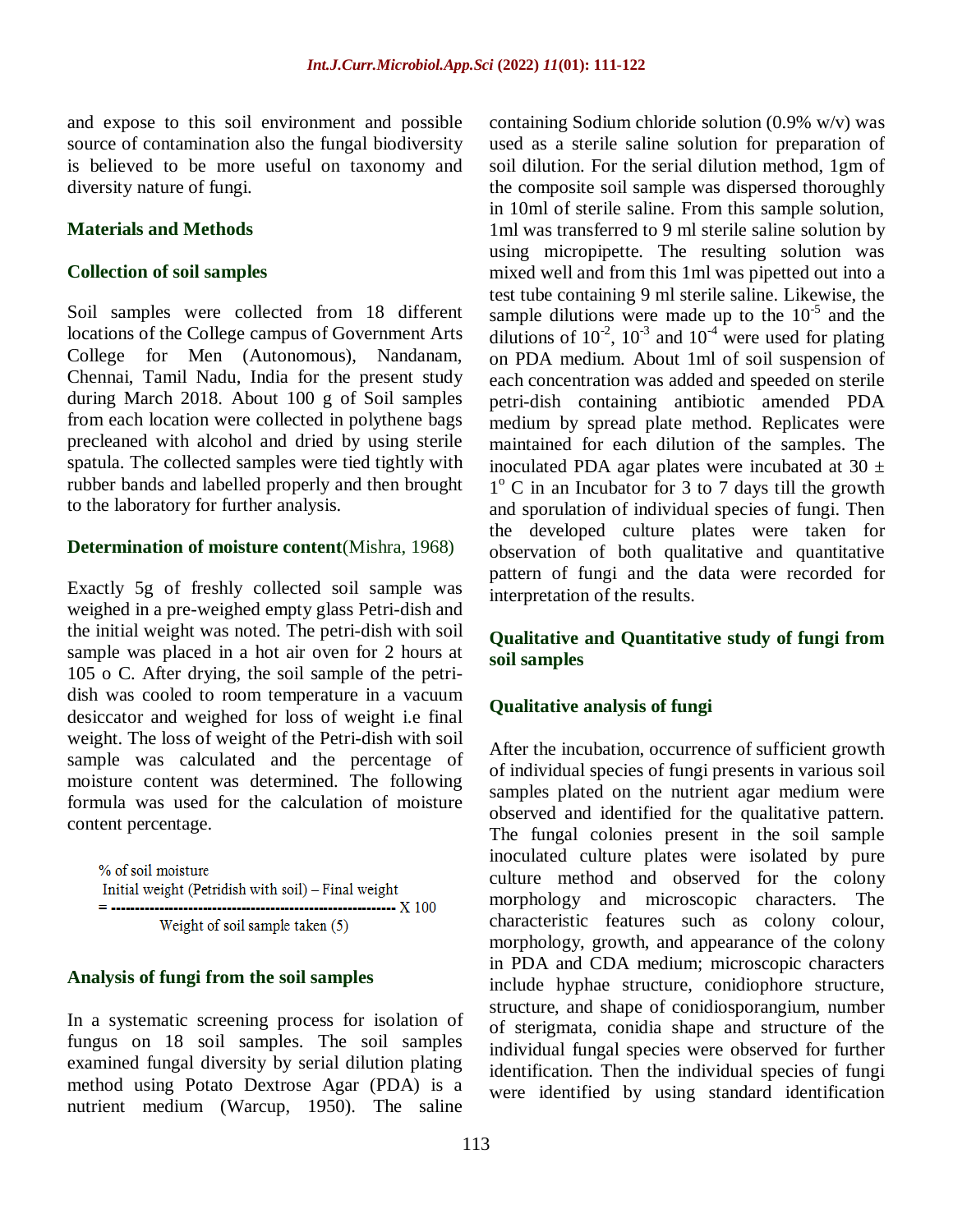and expose to this soil environment and possible source of contamination also the fungal biodiversity is believed to be more useful on taxonomy and diversity nature of fungi.

## Materials and Methods

### Collection of soil samples

Soil samples were collected from 18 different locations of the College campus of Government Arts College for Men (Autonomous), Nandanam, Chennai, Tamil Nadu, India for the present study during March 2018. About 100 g of Soil samples from each location were collected in polythene bags precleaned with alcohol and dried by using sterile spatula. The collected samples were tied tightly with rubber bands and labelled properly and then brought to the laboratory for further analysis.

### Determination of moisture content(Mishra, 1968)

Exactly 5g of freshly collected soil sample was weighed in a pre-weighed empty glass Petri-dish and the initial weight was noted. The petri-dish with soil sample was placed in a hot air oven for 2 hours at 105 o C. After drying, the soil sample of the petri-dish was cooled to room temperature in a vacuum desiccator and weighed for loss of weight i.e final weight. The loss of weight of the Petri-dish with soil sample was calculated and the percentage of moisture content was determined. The following formula was used for the calculation of moisture content percentage.

$$\text{\% of soil moisture} = \frac{\text{Initial weight (Petridish with soil)} - \text{Final weight}}{\text{Weight of soil sample taken (5)}} \times 100$$

### Analysis of fungi from the soil samples

In a systematic screening process for isolation of fungus on 18 soil samples. The soil samples examined fungal diversity by serial dilution plating method using Potato Dextrose Agar (PDA) is a nutrient medium (Warcup, 1950). The saline containing Sodium chloride solution (0.9% w/v) was used as a sterile saline solution for preparation of soil dilution. For the serial dilution method, 1gm of the composite soil sample was dispersed thoroughly in 10ml of sterile saline. From this sample solution, 1ml was transferred to 9 ml sterile saline solution by using micropipette. The resulting solution was mixed well and from this 1ml was pipetted out into a test tube containing 9 ml sterile saline. Likewise, the sample dilutions were made up to the $10^{-5}$ and the dilutions of $10^{-2}$, $10^{-3}$ and $10^{-4}$ were used for plating on PDA medium. About 1ml of soil suspension of each concentration was added and speeded on sterile petri-dish containing antibiotic amended PDA medium by spread plate method. Replicates were maintained for each dilution of the samples. The inoculated PDA agar plates were incubated at $30 \pm 1^{o}$ C in an Incubator for 3 to 7 days till the growth and sporulation of individual species of fungi. Then the developed culture plates were taken for observation of both qualitative and quantitative pattern of fungi and the data were recorded for interpretation of the results.

### Qualitative and Quantitative study of fungi from soil samples

### Qualitative analysis of fungi

After the incubation, occurrence of sufficient growth of individual species of fungi presents in various soil samples plated on the nutrient agar medium were observed and identified for the qualitative pattern. The fungal colonies present in the soil sample inoculated culture plates were isolated by pure culture method and observed for the colony morphology and microscopic characters. The characteristic features such as colony colour, morphology, growth, and appearance of the colony in PDA and CDA medium; microscopic characters include hyphae structure, conidiophore structure, structure, and shape of conidiosporangium, number of sterigmata, conidia shape and structure of the individual fungal species were observed for further identification. Then the individual species of fungi were identified by using standard identification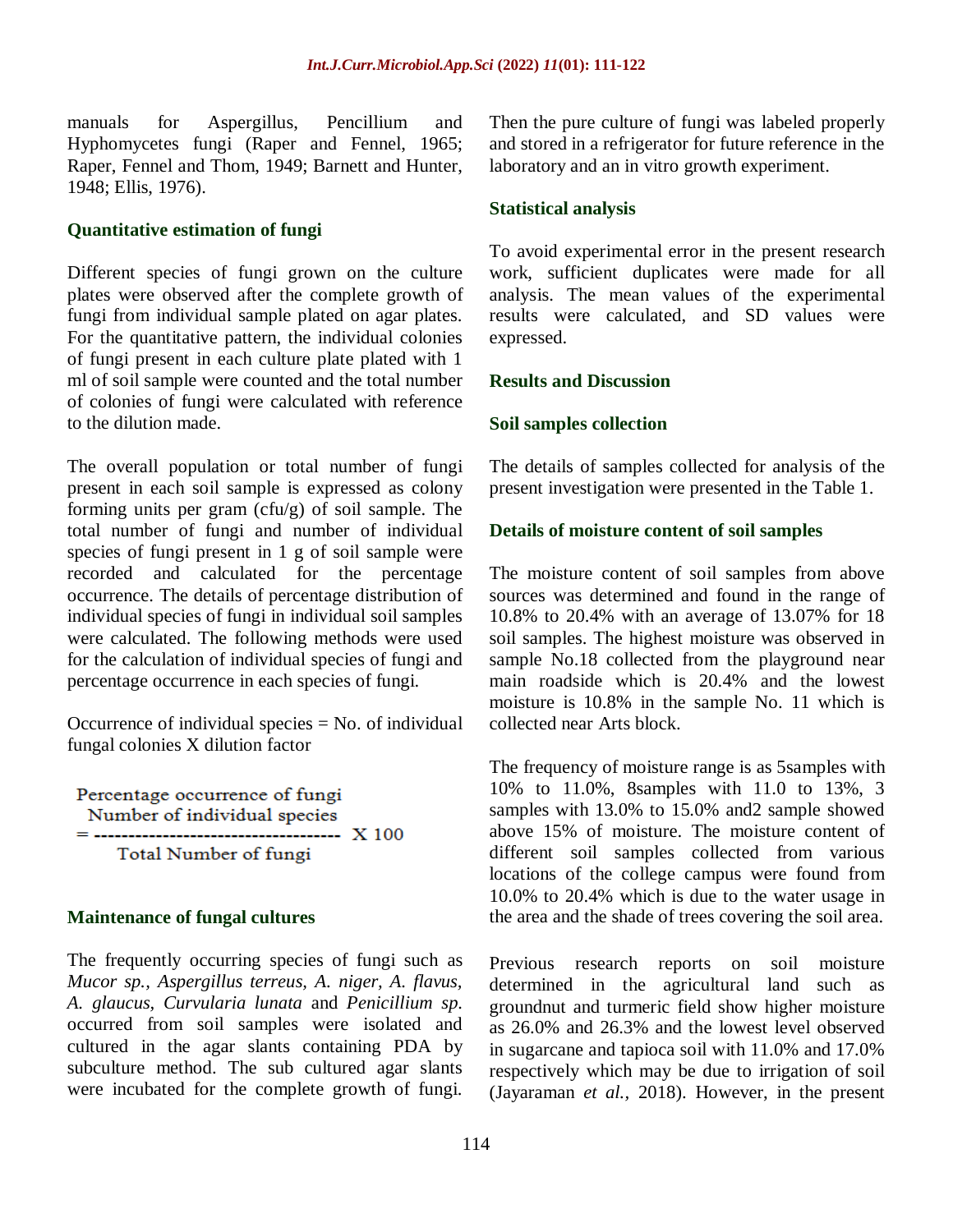manuals for Aspergillus, Pencillium and Hyphomycetes fungi (Raper and Fennel, 1965; Raper, Fennel and Thom, 1949; Barnett and Hunter, 1948; Ellis, 1976).

### Quantitative estimation of fungi

Different species of fungi grown on the culture plates were observed after the complete growth of fungi from individual sample plated on agar plates. For the quantitative pattern, the individual colonies of fungi present in each culture plate plated with 1 ml of soil sample were counted and the total number of colonies of fungi were calculated with reference to the dilution made.

The overall population or total number of fungi present in each soil sample is expressed as colony forming units per gram (cfu/g) of soil sample. The total number of fungi and number of individual species of fungi present in 1 g of soil sample were recorded and calculated for the percentage occurrence. The details of percentage distribution of individual species of fungi in individual soil samples were calculated. The following methods were used for the calculation of individual species of fungi and percentage occurrence in each species of fungi.

Occurrence of individual species = No. of individual fungal colonies X dilution factor

$$\text{Percentage occurrence of fungi} = \frac{\text{Number of individual species}}{\text{Total Number of fungi}} \times 100$$

### Maintenance of fungal cultures

The frequently occurring species of fungi such as *Mucor sp., Aspergillus terreus, A. niger, A. flavus, A. glaucus, Curvularia lunata* and *Penicillium sp.* occurred from soil samples were isolated and cultured in the agar slants containing PDA by subculture method. The sub cultured agar slants were incubated for the complete growth of fungi. Then the pure culture of fungi was labeled properly and stored in a refrigerator for future reference in the laboratory and an in vitro growth experiment.

### Statistical analysis

To avoid experimental error in the present research work, sufficient duplicates were made for all analysis. The mean values of the experimental results were calculated, and SD values were expressed.

## Results and Discussion

### Soil samples collection

The details of samples collected for analysis of the present investigation were presented in the Table 1.

### Details of moisture content of soil samples

The moisture content of soil samples from above sources was determined and found in the range of 10.8% to 20.4% with an average of 13.07% for 18 soil samples. The highest moisture was observed in sample No.18 collected from the playground near main roadside which is 20.4% and the lowest moisture is 10.8% in the sample No. 11 which is collected near Arts block.

The frequency of moisture range is as 5samples with 10% to 11.0%, 8samples with 11.0 to 13%, 3 samples with 13.0% to 15.0% and2 sample showed above 15% of moisture. The moisture content of different soil samples collected from various locations of the college campus were found from 10.0% to 20.4% which is due to the water usage in the area and the shade of trees covering the soil area.

Previous research reports on soil moisture determined in the agricultural land such as groundnut and turmeric field show higher moisture as 26.0% and 26.3% and the lowest level observed in sugarcane and tapioca soil with 11.0% and 17.0% respectively which may be due to irrigation of soil (Jayaraman *et al.,* 2018). However, in the present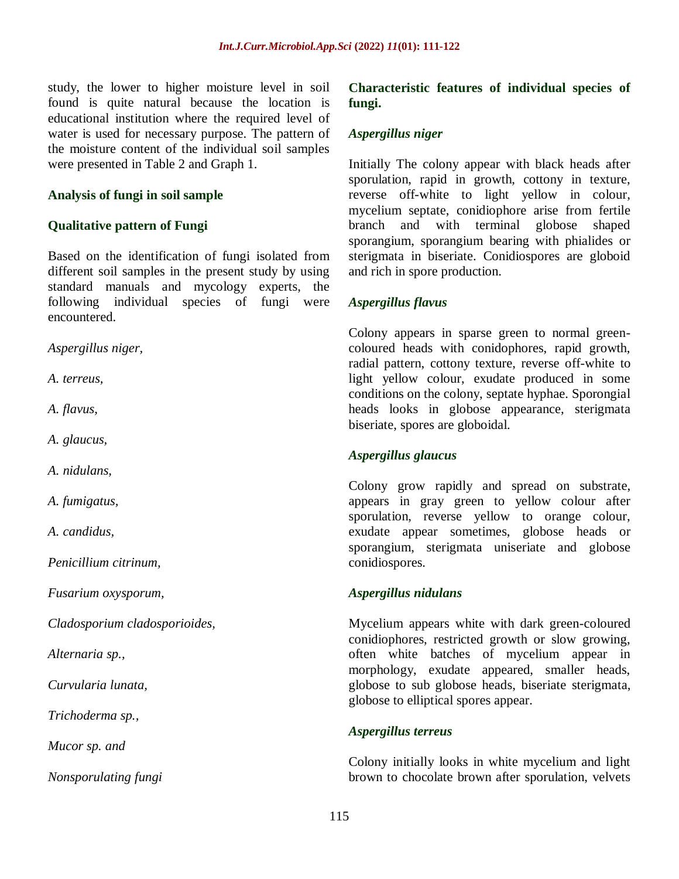study, the lower to higher moisture level in soil found is quite natural because the location is educational institution where the required level of water is used for necessary purpose. The pattern of the moisture content of the individual soil samples were presented in Table 2 and Graph 1.

### Analysis of fungi in soil sample

### Qualitative pattern of Fungi

Based on the identification of fungi isolated from different soil samples in the present study by using standard manuals and mycology experts, the following individual species of fungi were encountered.

*Aspergillus niger,*

*A. terreus,*

*A. flavus,*

*A. glaucus,*

*A. nidulans,*

*A. fumigatus,*

*A. candidus,*

*Penicillium citrinum,*

*Fusarium oxysporum,*

*Cladosporium cladosporioides,*

*Alternaria sp.,*

*Curvularia lunata,*

*Trichoderma sp.,*

*Mucor sp. and*

*Nonsporulating fungi*

### Characteristic features of individual species of fungi.

#### *Aspergillus niger*

Initially The colony appear with black heads after sporulation, rapid in growth, cottony in texture, reverse off-white to light yellow in colour, mycelium septate, conidiophore arise from fertile branch and with terminal globose shaped sporangium, sporangium bearing with phialides or sterigmata in biseriate. Conidiospores are globoid and rich in spore production.

#### *Aspergillus flavus*

Colony appears in sparse green to normal green-coloured heads with conidophores, rapid growth, radial pattern, cottony texture, reverse off-white to light yellow colour, exudate produced in some conditions on the colony, septate hyphae. Sporongial heads looks in globose appearance, sterigmata biseriate, spores are globoidal.

#### *Aspergillus glaucus*

Colony grow rapidly and spread on substrate, appears in gray green to yellow colour after sporulation, reverse yellow to orange colour, exudate appear sometimes, globose heads or sporangium, sterigmata uniseriate and globose conidiospores.

#### *Aspergillus nidulans*

Mycelium appears white with dark green-coloured conidiophores, restricted growth or slow growing, often white batches of mycelium appear in morphology, exudate appeared, smaller heads, globose to sub globose heads, biseriate sterigmata, globose to elliptical spores appear.

#### *Aspergillus terreus*

Colony initially looks in white mycelium and light brown to chocolate brown after sporulation, velvets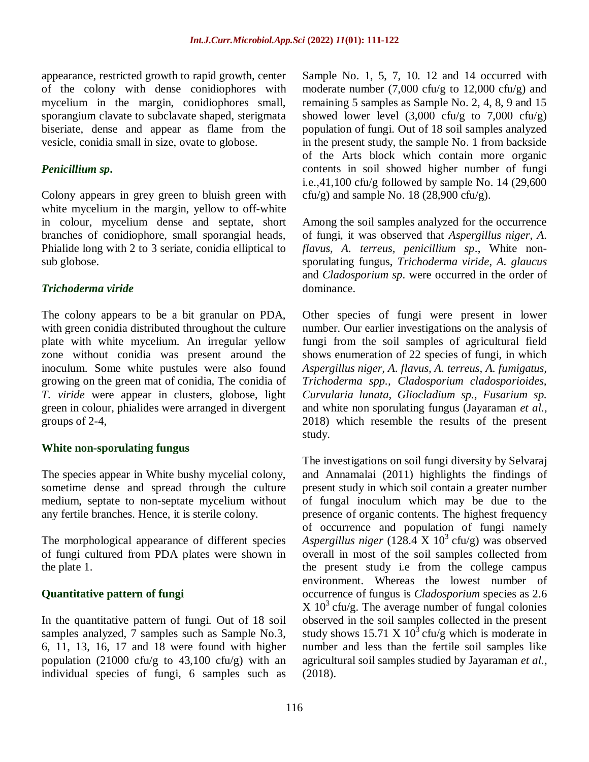appearance, restricted growth to rapid growth, center of the colony with dense conidiophores with mycelium in the margin, conidiophores small, sporangium clavate to subclavate shaped, sterigmata biseriate, dense and appear as flame from the vesicle, conidia small in size, ovate to globose.

### *Penicillium sp.*

Colony appears in grey green to bluish green with white mycelium in the margin, yellow to off-white in colour, mycelium dense and septate, short branches of conidiophore, small sporangial heads, Phialide long with 2 to 3 seriate, conidia elliptical to sub globose.

### *Trichoderma viride*

The colony appears to be a bit granular on PDA, with green conidia distributed throughout the culture plate with white mycelium. An irregular yellow zone without conidia was present around the inoculum. Some white pustules were also found growing on the green mat of conidia, The conidia of *T. viride* were appear in clusters, globose, light green in colour, phialides were arranged in divergent groups of 2-4,

### White non-sporulating fungus

The species appear in White bushy mycelial colony, sometime dense and spread through the culture medium, septate to non-septate mycelium without any fertile branches. Hence, it is sterile colony.

The morphological appearance of different species of fungi cultured from PDA plates were shown in the plate 1.

### Quantitative pattern of fungi

In the quantitative pattern of fungi. Out of 18 soil samples analyzed, 7 samples such as Sample No.3, 6, 11, 13, 16, 17 and 18 were found with higher population (21000 cfu/g to 43,100 cfu/g) with an individual species of fungi, 6 samples such as Sample No. 1, 5, 7, 10. 12 and 14 occurred with moderate number (7,000 cfu/g to 12,000 cfu/g) and remaining 5 samples as Sample No. 2, 4, 8, 9 and 15 showed lower level (3,000 cfu/g to 7,000 cfu/g) population of fungi. Out of 18 soil samples analyzed in the present study, the sample No. 1 from backside of the Arts block which contain more organic contents in soil showed higher number of fungi i.e.,41,100 cfu/g followed by sample No. 14 (29,600 cfu/g) and sample No. 18 (28,900 cfu/g).

Among the soil samples analyzed for the occurrence of fungi, it was observed that *Aspergillus niger*, *A. flavus, A. terreus, penicillium sp*., White non-sporulating fungus, *Trichoderma viride*, *A. glaucus* and *Cladosporium sp*. were occurred in the order of dominance.

Other species of fungi were present in lower number. Our earlier investigations on the analysis of fungi from the soil samples of agricultural field shows enumeration of 22 species of fungi, in which *Aspergillus niger, A. flavus, A. terreus, A. fumigatus, Trichoderma spp., Cladosporium cladosporioides, Curvularia lunata, Gliocladium sp., Fusarium sp.* and white non sporulating fungus (Jayaraman *et al.,* 2018) which resemble the results of the present study.

The investigations on soil fungi diversity by Selvaraj and Annamalai (2011) highlights the findings of present study in which soil contain a greater number of fungal inoculum which may be due to the presence of organic contents. The highest frequency of occurrence and population of fungi namely *Aspergillus niger* (128.4 X $10^3$ cfu/g) was observed overall in most of the soil samples collected from the present study i.e from the college campus environment. Whereas the lowest number of occurrence of fungus is *Cladosporium* species as 2.6 X $10^3$ cfu/g. The average number of fungal colonies observed in the soil samples collected in the present study shows 15.71 X $10^3$ cfu/g which is moderate in number and less than the fertile soil samples like agricultural soil samples studied by Jayaraman *et al.,* (2018).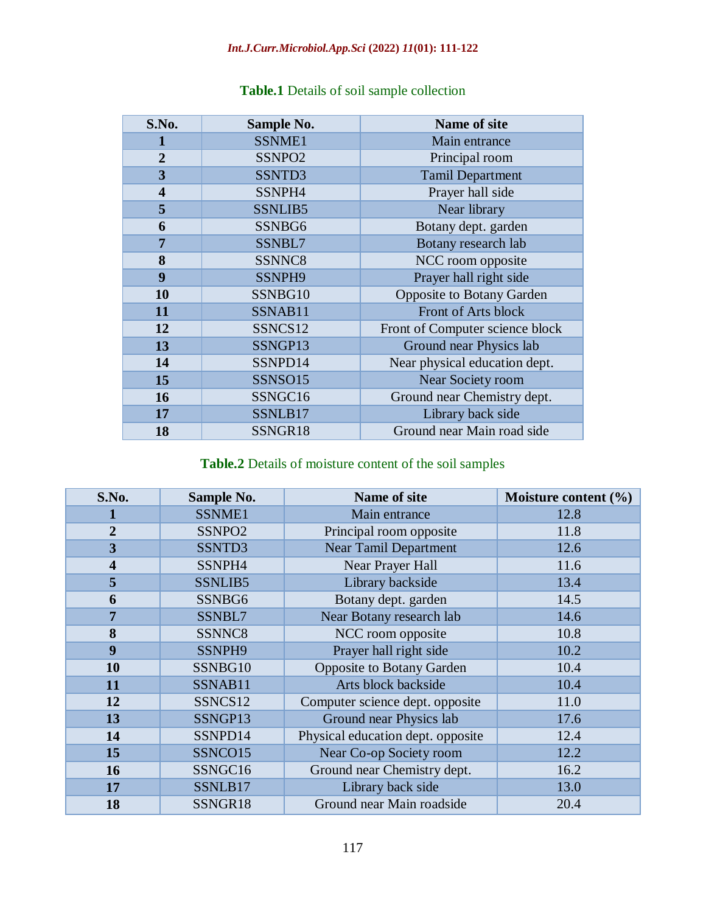**Table.1** Details of soil sample collection

| S.No. | Sample No. | Name of site |
|---|---|---|
| 1 | SSNME1 | Main entrance |
| 2 | SSNPO2 | Principal room |
| 3 | SSNTD3 | Tamil Department |
| 4 | SSNPH4 | Prayer hall side |
| 5 | SSNLIB5 | Near library |
| 6 | SSNBG6 | Botany dept. garden |
| 7 | SSNBL7 | Botany research lab |
| 8 | SSNNC8 | NCC room opposite |
| 9 | SSNPH9 | Prayer hall right side |
| 10 | SSNBG10 | Opposite to Botany Garden |
| 11 | SSNAB11 | Front of Arts block |
| 12 | SSNCS12 | Front of Computer science block |
| 13 | SSNGP13 | Ground near Physics lab |
| 14 | SSNPD14 | Near physical education dept. |
| 15 | SSNSO15 | Near Society room |
| 16 | SSNGC16 | Ground near Chemistry dept. |
| 17 | SSNLB17 | Library back side |
| 18 | SSNGR18 | Ground near Main road side |

**Table.2** Details of moisture content of the soil samples

| S.No. | Sample No. | Name of site | Moisture content (%) |
|---|---|---|---|
| 1 | SSNME1 | Main entrance | 12.8 |
| 2 | SSNPO2 | Principal room opposite | 11.8 |
| 3 | SSNTD3 | Near Tamil Department | 12.6 |
| 4 | SSNPH4 | Near Prayer Hall | 11.6 |
| 5 | SSNLIB5 | Library backside | 13.4 |
| 6 | SSNBG6 | Botany dept. garden | 14.5 |
| 7 | SSNBL7 | Near Botany research lab | 14.6 |
| 8 | SSNNC8 | NCC room opposite | 10.8 |
| 9 | SSNPH9 | Prayer hall right side | 10.2 |
| 10 | SSNBG10 | Opposite to Botany Garden | 10.4 |
| 11 | SSNAB11 | Arts block backside | 10.4 |
| 12 | SSNCS12 | Computer science dept. opposite | 11.0 |
| 13 | SSNGP13 | Ground near Physics lab | 17.6 |
| 14 | SSNPD14 | Physical education dept. opposite | 12.4 |
| 15 | SSNCO15 | Near Co-op Society room | 12.2 |
| 16 | SSNGC16 | Ground near Chemistry dept. | 16.2 |
| 17 | SSNLB17 | Library back side | 13.0 |
| 18 | SSNGR18 | Ground near Main roadside | 20.4 |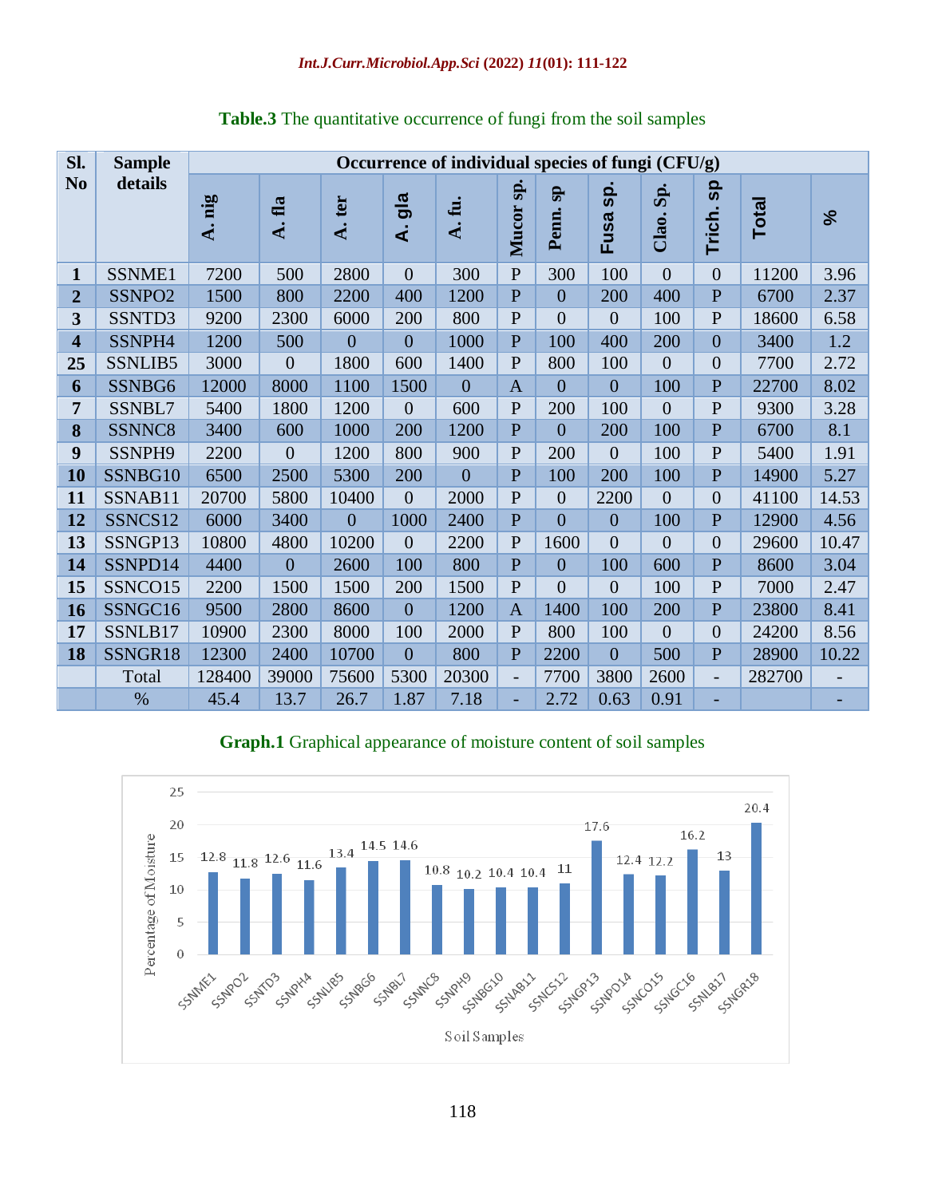**Table.3** The quantitative occurrence of fungi from the soil samples

| Sl. No | Sample details | Occurrence of individual species of fungi (CFU/g) | | | | | | | | | | | |
|---|---|---|---|---|---|---|---|---|---|---|---|---|---|
| | | A. nig | A. fla | A. ter | A. gla | A. fu. | Mucor sp. | Penn. sp | Fusa sp. | Clao. Sp. | Trich. sp | Total | % |
| 1 | SSNME1 | 7200 | 500 | 2800 | 0 | 300 | P | 300 | 100 | 0 | 0 | 11200 | 3.96 |
| 2 | SSNPO2 | 1500 | 800 | 2200 | 400 | 1200 | P | 0 | 200 | 400 | P | 6700 | 2.37 |
| 3 | SSNTD3 | 9200 | 2300 | 6000 | 200 | 800 | P | 0 | 0 | 100 | P | 18600 | 6.58 |
| 4 | SSNPH4 | 1200 | 500 | 0 | 0 | 1000 | P | 100 | 400 | 200 | 0 | 3400 | 1.2 |
| 25 | SSNLIB5 | 3000 | 0 | 1800 | 600 | 1400 | P | 800 | 100 | 0 | 0 | 7700 | 2.72 |
| 6 | SSNBG6 | 12000 | 8000 | 1100 | 1500 | 0 | A | 0 | 0 | 100 | P | 22700 | 8.02 |
| 7 | SSNBL7 | 5400 | 1800 | 1200 | 0 | 600 | P | 200 | 100 | 0 | P | 9300 | 3.28 |
| 8 | SSNNC8 | 3400 | 600 | 1000 | 200 | 1200 | P | 0 | 200 | 100 | P | 6700 | 8.1 |
| 9 | SSNPH9 | 2200 | 0 | 1200 | 800 | 900 | P | 200 | 0 | 100 | P | 5400 | 1.91 |
| 10 | SSNBG10 | 6500 | 2500 | 5300 | 200 | 0 | P | 100 | 200 | 100 | P | 14900 | 5.27 |
| 11 | SSNAB11 | 20700 | 5800 | 10400 | 0 | 2000 | P | 0 | 2200 | 0 | 0 | 41100 | 14.53 |
| 12 | SSNCS12 | 6000 | 3400 | 0 | 1000 | 2400 | P | 0 | 0 | 100 | P | 12900 | 4.56 |
| 13 | SSNGP13 | 10800 | 4800 | 10200 | 0 | 2200 | P | 1600 | 0 | 0 | 0 | 29600 | 10.47 |
| 14 | SSNPD14 | 4400 | 0 | 2600 | 100 | 800 | P | 0 | 100 | 600 | P | 8600 | 3.04 |
| 15 | SSNCO15 | 2200 | 1500 | 1500 | 200 | 1500 | P | 0 | 0 | 100 | P | 7000 | 2.47 |
| 16 | SSNGC16 | 9500 | 2800 | 8600 | 0 | 1200 | A | 1400 | 100 | 200 | P | 23800 | 8.41 |
| 17 | SSNLB17 | 10900 | 2300 | 8000 | 100 | 2000 | P | 800 | 100 | 0 | 0 | 24200 | 8.56 |
| 18 | SSNGR18 | 12300 | 2400 | 10700 | 0 | 800 | P | 2200 | 0 | 500 | P | 28900 | 10.22 |
| | Total | 128400 | 39000 | 75600 | 5300 | 20300 | - | 7700 | 3800 | 2600 | - | 282700 | - |
| | % | 45.4 | 13.7 | 26.7 | 1.87 | 7.18 | - | 2.72 | 0.63 | 0.91 | - | | - |

**Graph.1** Graphical appearance of moisture content of soil samples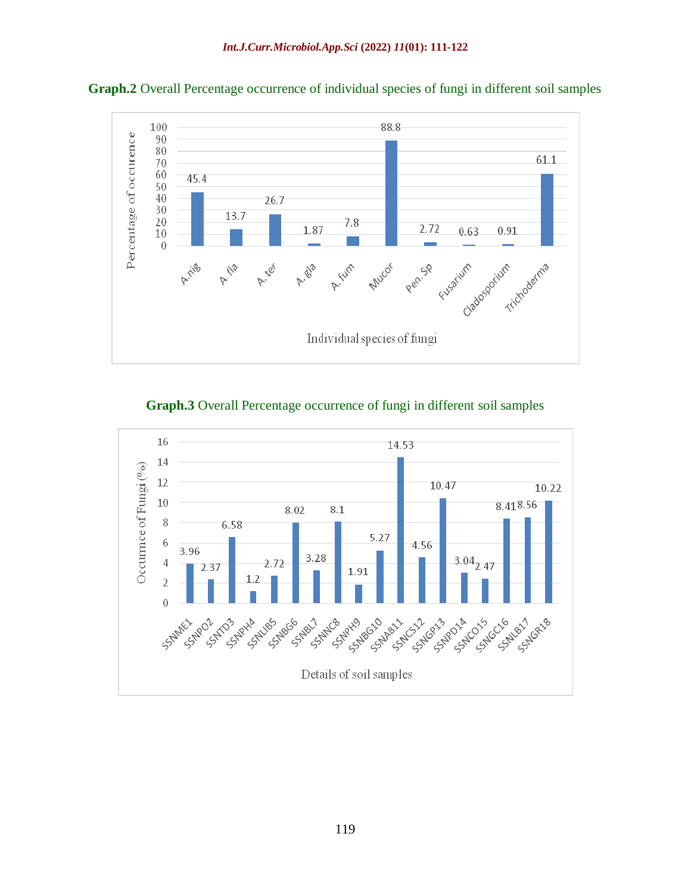**Graph.2** Overall Percentage occurrence of individual species of fungi in different soil samples

| Individual species of fungi | Percentage of occurence |
|---|---|
| A.nig | 45.4 |
| A. fla | 13.7 |
| A. ter | 26.7 |
| A. gla | 1.87 |
| A. fum | 7.8 |
| Mucor | 88.8 |
| Pen. Sp | 2.72 |
| Fusarium | 0.63 |
| Cladosporium | 0.91 |
| Trichoderma | 61.1 |

**Graph.3** Overall Percentage occurrence of fungi in different soil samples

| Details of soil samples | Occurrnce of Fungi (%) |
|---|---|
| SSNME1 | 3.96 |
| SSNPO2 | 2.37 |
| SSNTD3 | 6.58 |
| SSNPH4 | 1.2 |
| SSNLIB5 | 2.72 |
| SSNBG6 | 8.02 |
| SSNBL7 | 3.28 |
| SSNNC8 | 8.1 |
| SSNPH9 | 1.91 |
| SSNBG10 | 5.27 |
| SSNAB11 | 14.53 |
| SSNCS12 | 4.56 |
| SSNGP13 | 10.47 |
| SSNPD14 | 3.04 |
| SSNCO15 | 2.47 |
| SSNGC16 | 8.41 |
| SSNLB17 | 8.56 |
| SSNGR18 | 10.22 |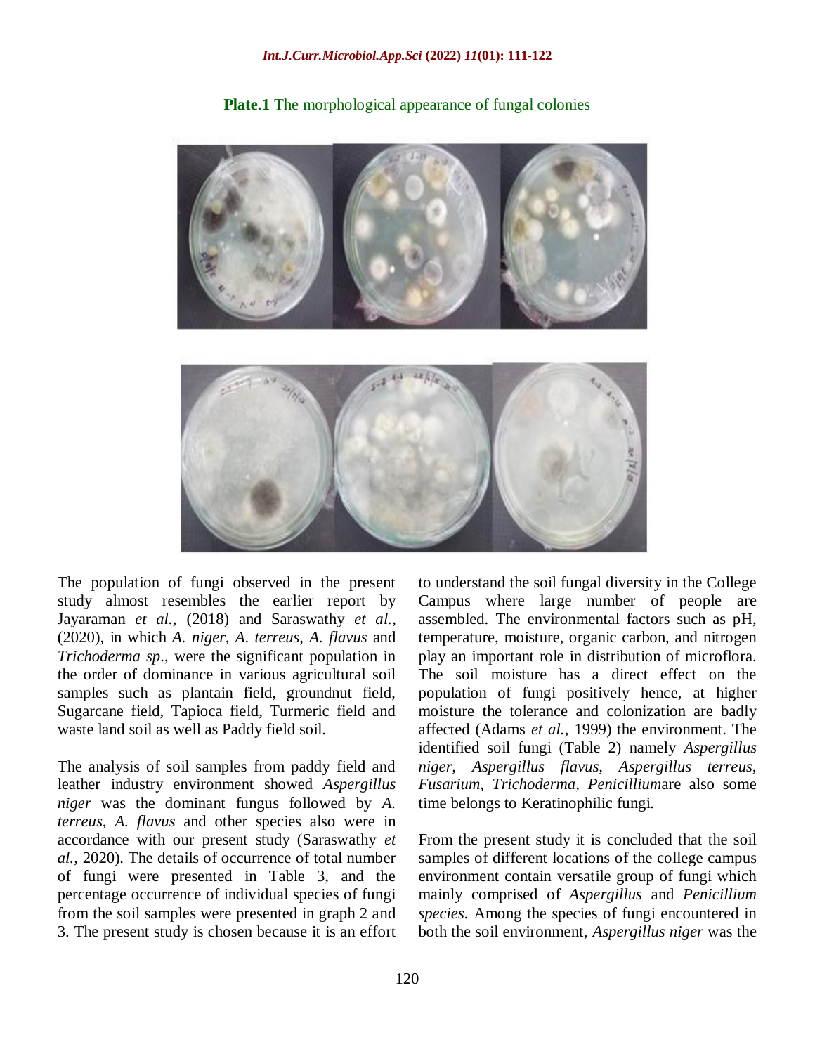**Plate.1** The morphological appearance of fungal colonies

The population of fungi observed in the present study almost resembles the earlier report by Jayaraman *et al.,* (2018) and Saraswathy *et al.,* (2020), in which *A. niger, A. terreus, A. flavus* and *Trichoderma sp*., were the significant population in the order of dominance in various agricultural soil samples such as plantain field, groundnut field, Sugarcane field, Tapioca field, Turmeric field and waste land soil as well as Paddy field soil.

The analysis of soil samples from paddy field and leather industry environment showed *Aspergillus niger* was the dominant fungus followed by *A. terreus, A. flavus* and other species also were in accordance with our present study (Saraswathy *et al.,* 2020). The details of occurrence of total number of fungi were presented in Table 3, and the percentage occurrence of individual species of fungi from the soil samples were presented in graph 2 and 3. The present study is chosen because it is an effort to understand the soil fungal diversity in the College Campus where large number of people are assembled. The environmental factors such as pH, temperature, moisture, organic carbon, and nitrogen play an important role in distribution of microflora. The soil moisture has a direct effect on the population of fungi positively hence, at higher moisture the tolerance and colonization are badly affected (Adams *et al.,* 1999) the environment. The identified soil fungi (Table 2) namely *Aspergillus niger, Aspergillus flavus, Aspergillus terreus, Fusarium, Trichoderma, Penicillium*are also some time belongs to Keratinophilic fungi.

From the present study it is concluded that the soil samples of different locations of the college campus environment contain versatile group of fungi which mainly comprised of *Aspergillus* and *Penicillium species.* Among the species of fungi encountered in both the soil environment, *Aspergillus niger* was the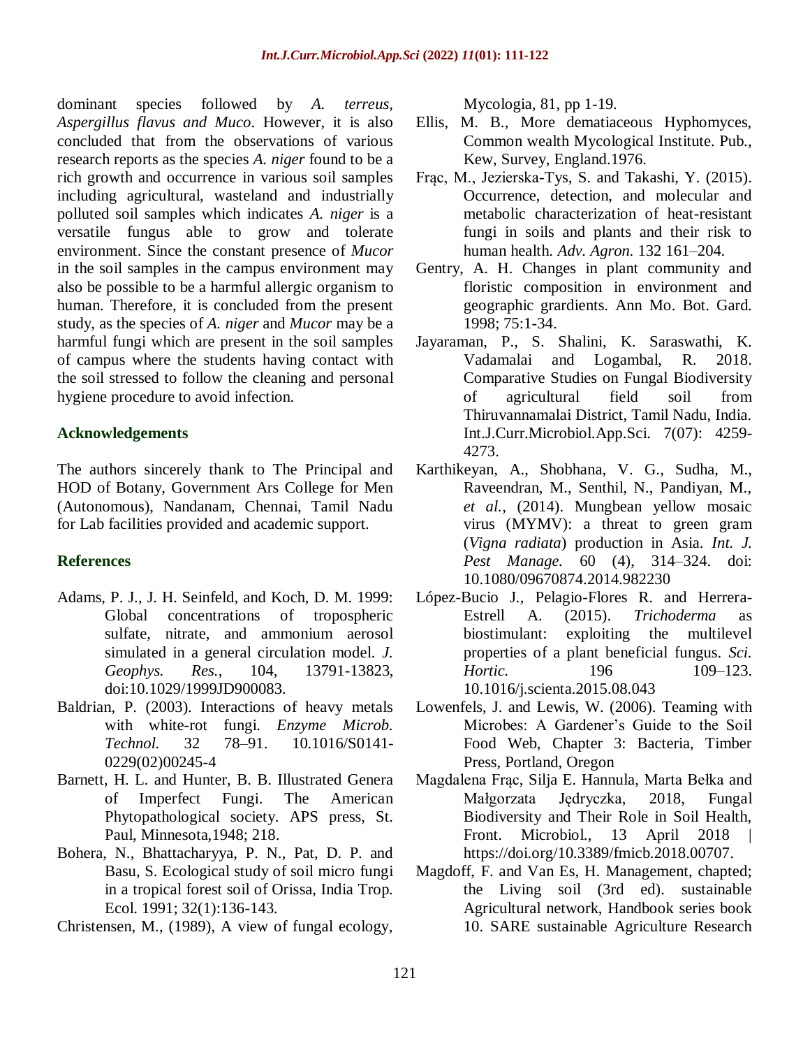dominant species followed by *A. terreus*, *Aspergillus flavus and Muco*. However, it is also concluded that from the observations of various research reports as the species *A. niger* found to be a rich growth and occurrence in various soil samples including agricultural, wasteland and industrially polluted soil samples which indicates *A. niger* is a versatile fungus able to grow and tolerate environment. Since the constant presence of *Mucor* in the soil samples in the campus environment may also be possible to be a harmful allergic organism to human. Therefore, it is concluded from the present study, as the species of *A. niger* and *Mucor* may be a harmful fungi which are present in the soil samples of campus where the students having contact with the soil stressed to follow the cleaning and personal hygiene procedure to avoid infection.

## Acknowledgements

The authors sincerely thank to The Principal and HOD of Botany, Government Ars College for Men (Autonomous), Nandanam, Chennai, Tamil Nadu for Lab facilities provided and academic support.

## References

Adams, P. J., J. H. Seinfeld, and Koch, D. M. 1999: Global concentrations of tropospheric sulfate, nitrate, and ammonium aerosol simulated in a general circulation model. *J. Geophys. Res.*, 104, 13791-13823, doi:10.1029/1999JD900083.

Baldrian, P. (2003). Interactions of heavy metals with white-rot fungi. *Enzyme Microb. Technol.* 32 78–91. 10.1016/S0141-0229(02)00245-4

Barnett, H. L. and Hunter, B. B. Illustrated Genera of Imperfect Fungi. The American Phytopathological society. APS press, St. Paul, Minnesota,1948; 218.

Bohera, N., Bhattacharyya, P. N., Pat, D. P. and Basu, S. Ecological study of soil micro fungi in a tropical forest soil of Orissa, India Trop. Ecol. 1991; 32(1):136-143.

Christensen, M., (1989), A view of fungal ecology, Mycologia, 81, pp 1-19.

Ellis, M. B., More dematiaceous Hyphomyces, Common wealth Mycological Institute. Pub., Kew, Survey, England.1976.

Frąc, M., Jezierska-Tys, S. and Takashi, Y. (2015). Occurrence, detection, and molecular and metabolic characterization of heat-resistant fungi in soils and plants and their risk to human health. *Adv. Agron.* 132 161–204.

Gentry, A. H. Changes in plant community and floristic composition in environment and geographic grardients. Ann Mo. Bot. Gard. 1998; 75:1-34.

Jayaraman, P., S. Shalini, K. Saraswathi, K. Vadamalai and Logambal, R. 2018. Comparative Studies on Fungal Biodiversity of agricultural field soil from Thiruvannamalai District, Tamil Nadu, India. Int.J.Curr.Microbiol.App.Sci. 7(07): 4259-4273.

Karthikeyan, A., Shobhana, V. G., Sudha, M., Raveendran, M., Senthil, N., Pandiyan, M., *et al.,* (2014). Mungbean yellow mosaic virus (MYMV): a threat to green gram (*Vigna radiata*) production in Asia. *Int. J. Pest Manage.* 60 (4), 314–324. doi: 10.1080/09670874.2014.982230

López-Bucio J., Pelagio-Flores R. and Herrera-Estrell A. (2015). *Trichoderma* as biostimulant: exploiting the multilevel properties of a plant beneficial fungus. *Sci. Hortic.* 196 109–123. 10.1016/j.scienta.2015.08.043

Lowenfels, J. and Lewis, W. (2006). Teaming with Microbes: A Gardener's Guide to the Soil Food Web, Chapter 3: Bacteria, Timber Press, Portland, Oregon

Magdalena Frąc, Silja E. Hannula, Marta Bełka and Małgorzata Jędryczka, 2018, Fungal Biodiversity and Their Role in Soil Health, Front. Microbiol., 13 April 2018 | https://doi.org/10.3389/fmicb.2018.00707.

Magdoff, F. and Van Es, H. Management, chapted; the Living soil (3rd ed). sustainable Agricultural network, Handbook series book 10. SARE sustainable Agriculture Research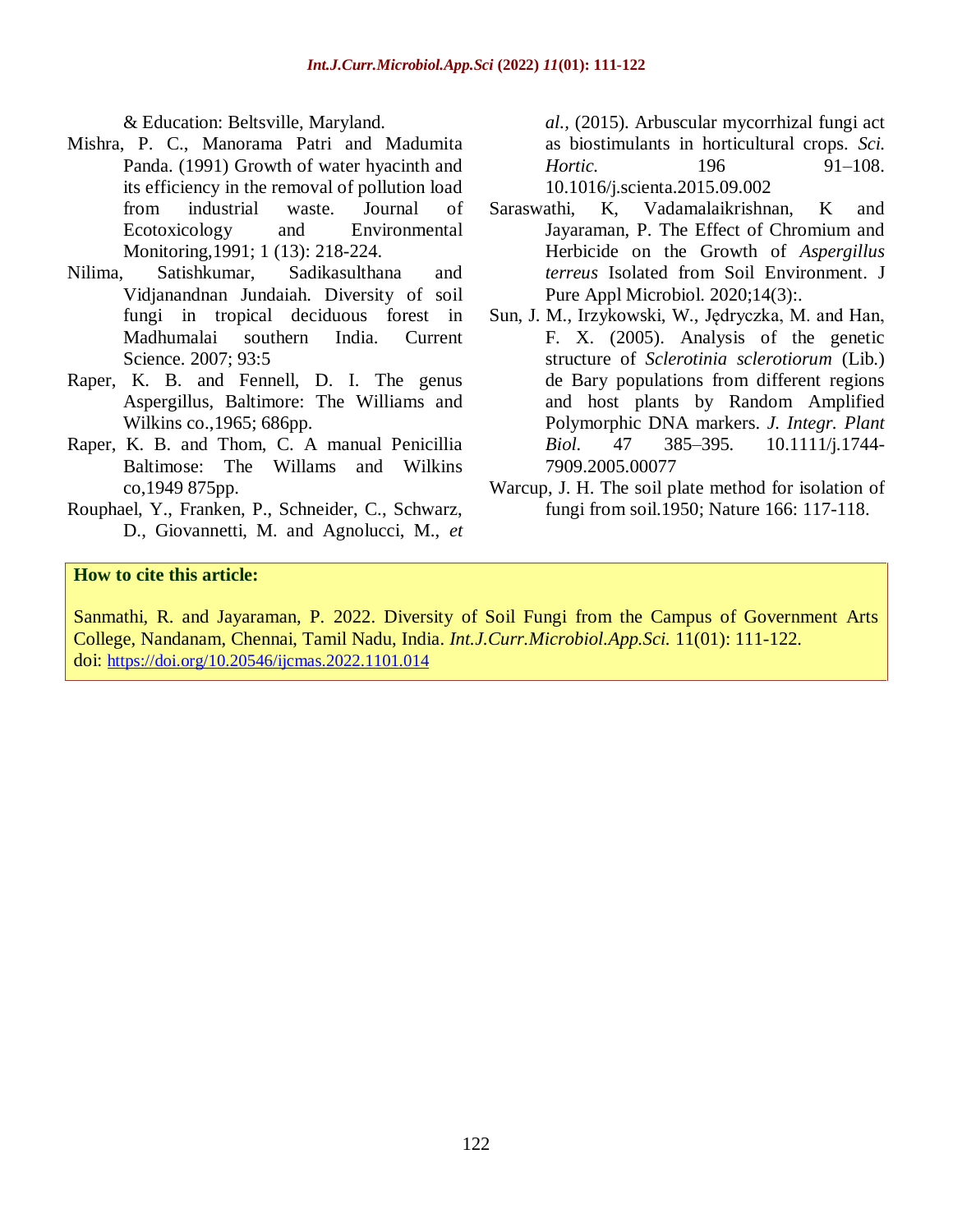& Education: Beltsville, Maryland.

Mishra, P. C., Manorama Patri and Madumita Panda. (1991) Growth of water hyacinth and its efficiency in the removal of pollution load from industrial waste. Journal of Ecotoxicology and Environmental Monitoring,1991; 1 (13): 218-224.

Nilima, Satishkumar, Sadikasulthana and Vidjanandnan Jundaiah. Diversity of soil fungi in tropical deciduous forest in Madhumalai southern India. Current Science. 2007; 93:5

Raper, K. B. and Fennell, D. I. The genus Aspergillus, Baltimore: The Williams and Wilkins co.,1965; 686pp.

Raper, K. B. and Thom, C. A manual Penicillia Baltimose: The Willams and Wilkins co,1949 875pp.

Rouphael, Y., Franken, P., Schneider, C., Schwarz, D., Giovannetti, M. and Agnolucci, M., *et al.*, (2015). Arbuscular mycorrhizal fungi act as biostimulants in horticultural crops. *Sci. Hortic.* 196 91–108. 10.1016/j.scienta.2015.09.002

Saraswathi, K, Vadamalaikrishnan, K and Jayaraman, P. The Effect of Chromium and Herbicide on the Growth of *Aspergillus terreus* Isolated from Soil Environment. J Pure Appl Microbiol. 2020;14(3):.

Sun, J. M., Irzykowski, W., Jędryczka, M. and Han, F. X. (2005). Analysis of the genetic structure of *Sclerotinia sclerotiorum* (Lib.) de Bary populations from different regions and host plants by Random Amplified Polymorphic DNA markers. *J. Integr. Plant Biol.* 47 385–395. 10.1111/j.1744-7909.2005.00077

Warcup, J. H. The soil plate method for isolation of fungi from soil.1950; Nature 166: 117-118.

**How to cite this article:**

Sanmathi, R. and Jayaraman, P. 2022. Diversity of Soil Fungi from the Campus of Government Arts College, Nandanam, Chennai, Tamil Nadu, India. *Int.J.Curr.Microbiol.App.Sci.* 11(01): 111-122. doi: https://doi.org/10.20546/ijcmas.2022.1101.014